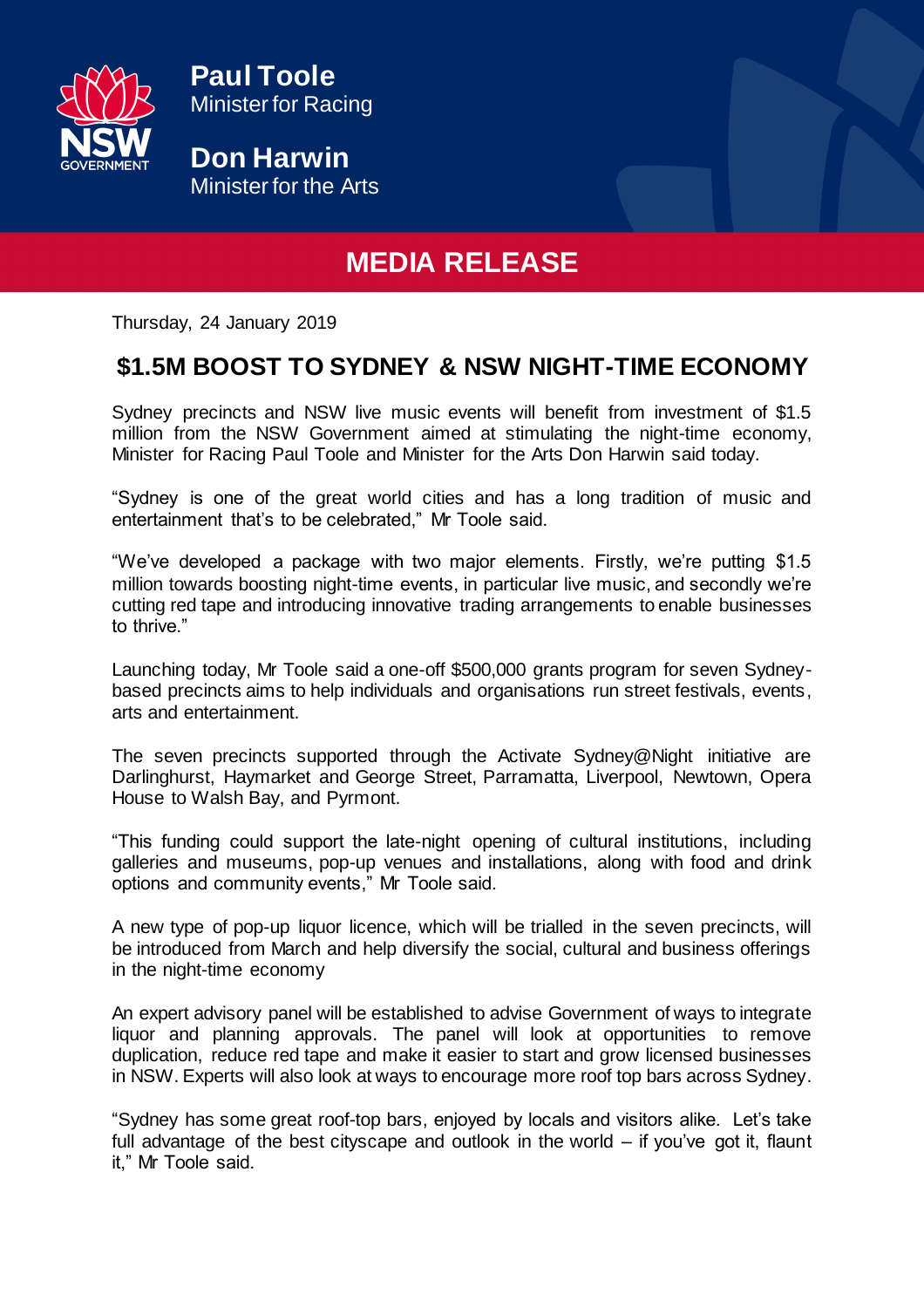**Paul Toole**
Minister for Racing

**Don Harwin**
Minister for the Arts

# MEDIA RELEASE

Thursday, 24 January 2019

## $1.5M BOOST TO SYDNEY & NSW NIGHT-TIME ECONOMY

Sydney precincts and NSW live music events will benefit from investment of $1.5 million from the NSW Government aimed at stimulating the night-time economy, Minister for Racing Paul Toole and Minister for the Arts Don Harwin said today.

"Sydney is one of the great world cities and has a long tradition of music and entertainment that's to be celebrated," Mr Toole said.

"We've developed a package with two major elements. Firstly, we're putting $1.5 million towards boosting night-time events, in particular live music, and secondly we're cutting red tape and introducing innovative trading arrangements to enable businesses to thrive."

Launching today, Mr Toole said a one-off $500,000 grants program for seven Sydney-based precincts aims to help individuals and organisations run street festivals, events, arts and entertainment.

The seven precincts supported through the Activate Sydney@Night initiative are Darlinghurst, Haymarket and George Street, Parramatta, Liverpool, Newtown, Opera House to Walsh Bay, and Pyrmont.

"This funding could support the late-night opening of cultural institutions, including galleries and museums, pop-up venues and installations, along with food and drink options and community events," Mr Toole said.

A new type of pop-up liquor licence, which will be trialled in the seven precincts, will be introduced from March and help diversify the social, cultural and business offerings in the night-time economy

An expert advisory panel will be established to advise Government of ways to integrate liquor and planning approvals. The panel will look at opportunities to remove duplication, reduce red tape and make it easier to start and grow licensed businesses in NSW. Experts will also look at ways to encourage more roof top bars across Sydney.

"Sydney has some great roof-top bars, enjoyed by locals and visitors alike. Let's take full advantage of the best cityscape and outlook in the world – if you've got it, flaunt it," Mr Toole said.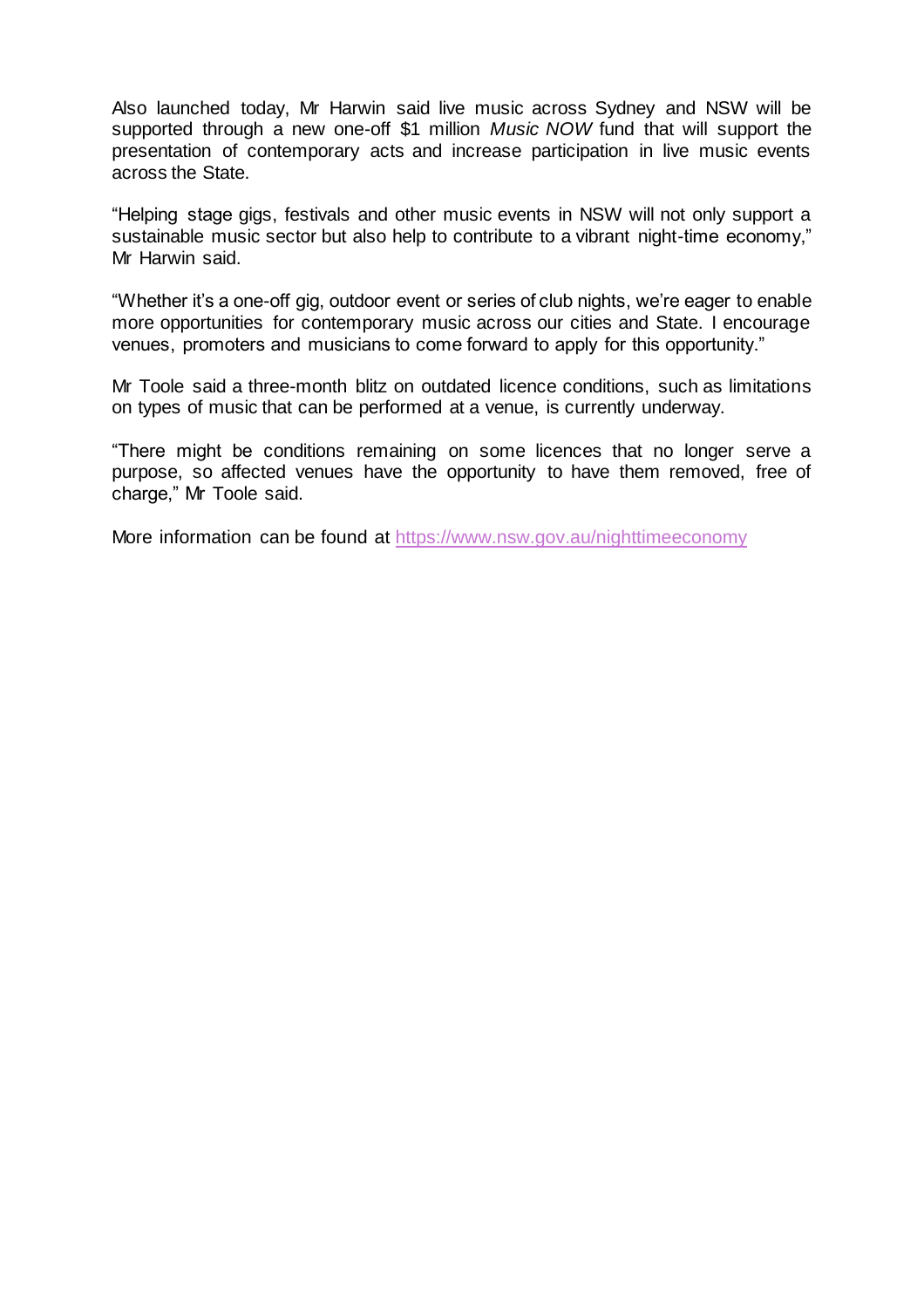Also launched today, Mr Harwin said live music across Sydney and NSW will be supported through a new one-off $1 million *Music NOW* fund that will support the presentation of contemporary acts and increase participation in live music events across the State.

"Helping stage gigs, festivals and other music events in NSW will not only support a sustainable music sector but also help to contribute to a vibrant night-time economy," Mr Harwin said.

"Whether it's a one-off gig, outdoor event or series of club nights, we're eager to enable more opportunities for contemporary music across our cities and State. I encourage venues, promoters and musicians to come forward to apply for this opportunity."

Mr Toole said a three-month blitz on outdated licence conditions, such as limitations on types of music that can be performed at a venue, is currently underway.

"There might be conditions remaining on some licences that no longer serve a purpose, so affected venues have the opportunity to have them removed, free of charge," Mr Toole said.

More information can be found at [https://www.nsw.gov.au/nighttimeeconomy](https://www.nsw.gov.au/nighttimeeconomy)